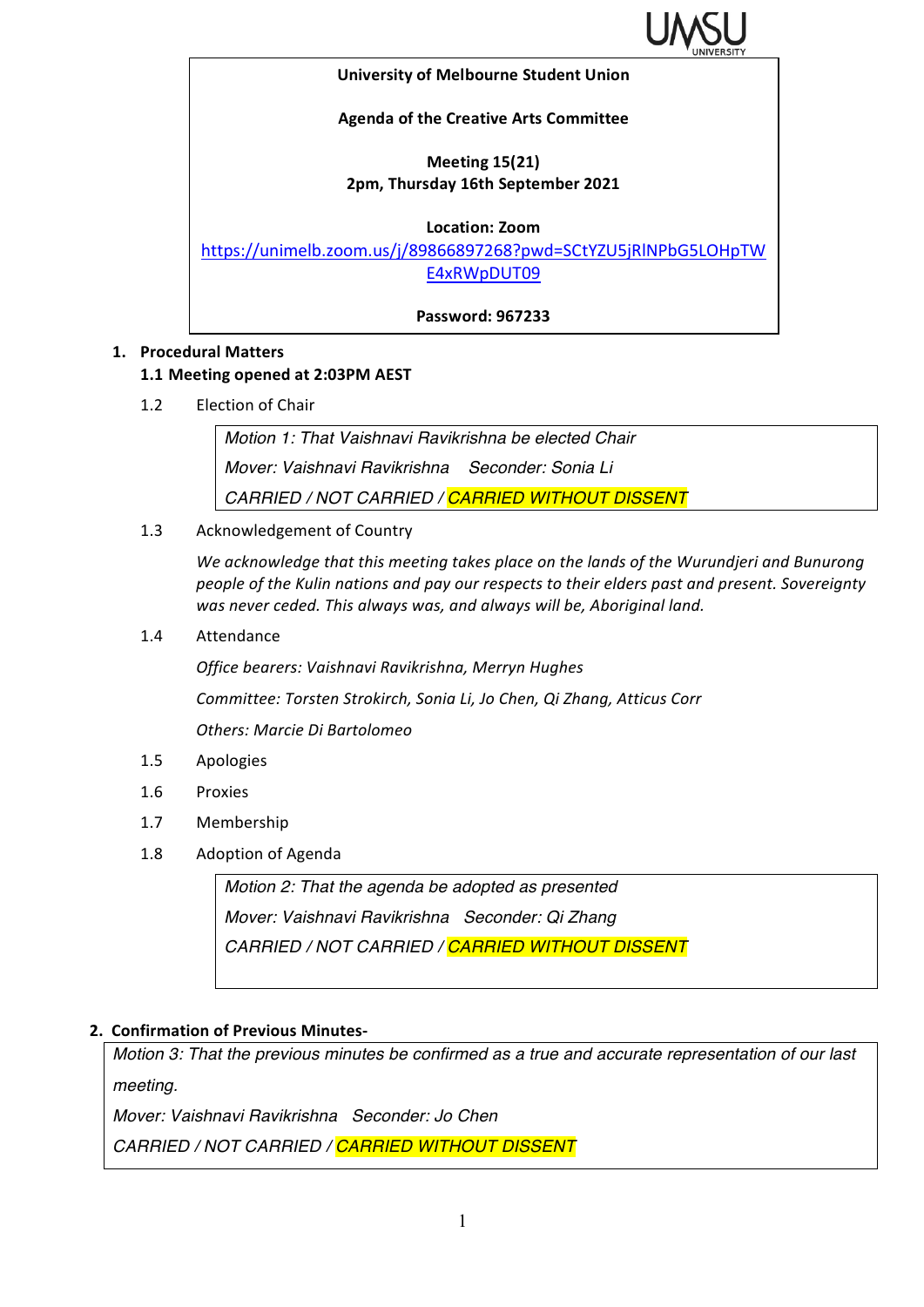**University of Melbourne Student Union**

**Agenda of the Creative Arts Committee**

**Meeting 15(21)**
**2pm, Thursday 16th September 2021**

**Location: Zoom**
https://unimelb.zoom.us/j/89866897268?pwd=SCtYZU5jRlNPbG5LOHpTWE4xRWpDUT09

**Password: 967233**

## 1. Procedural Matters

### 1.1 Meeting opened at 2:03PM AEST

1.2 Election of Chair

> *Motion 1: That Vaishnavi Ravikrishna be elected Chair*
>
> *Mover: Vaishnavi Ravikrishna Seconder: Sonia Li*
>
> *CARRIED / NOT CARRIED / CARRIED WITHOUT DISSENT*

1.3 Acknowledgement of Country

*We acknowledge that this meeting takes place on the lands of the Wurundjeri and Bunurong people of the Kulin nations and pay our respects to their elders past and present. Sovereignty was never ceded. This always was, and always will be, Aboriginal land.*

1.4 Attendance

*Office bearers: Vaishnavi Ravikrishna, Merryn Hughes*

*Committee: Torsten Strokirch, Sonia Li, Jo Chen, Qi Zhang, Atticus Corr*

*Others: Marcie Di Bartolomeo*

1.5 Apologies

1.6 Proxies

1.7 Membership

1.8 Adoption of Agenda

> *Motion 2: That the agenda be adopted as presented*
>
> *Mover: Vaishnavi Ravikrishna Seconder: Qi Zhang*
>
> *CARRIED / NOT CARRIED / CARRIED WITHOUT DISSENT*

## 2. Confirmation of Previous Minutes-

> *Motion 3: That the previous minutes be confirmed as a true and accurate representation of our last meeting.*
>
> *Mover: Vaishnavi Ravikrishna Seconder: Jo Chen*
>
> *CARRIED / NOT CARRIED / CARRIED WITHOUT DISSENT*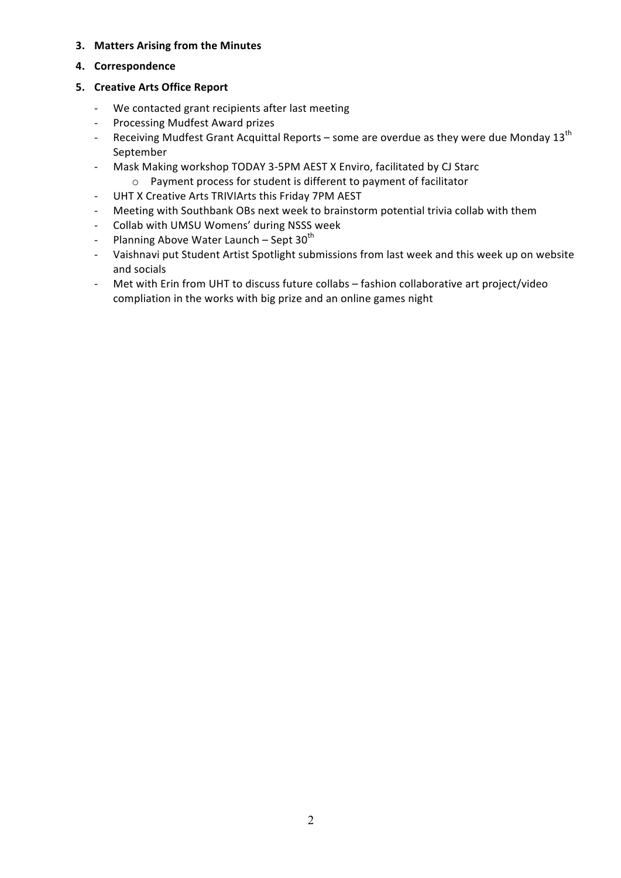**3. Matters Arising from the Minutes**

**4. Correspondence**

**5. Creative Arts Office Report**

- We contacted grant recipients after last meeting
- Processing Mudfest Award prizes
- Receiving Mudfest Grant Acquittal Reports – some are overdue as they were due Monday 13th September
- Mask Making workshop TODAY 3-5PM AEST X Enviro, facilitated by CJ Starc
    - Payment process for student is different to payment of facilitator
- UHT X Creative Arts TRIVIArts this Friday 7PM AEST
- Meeting with Southbank OBs next week to brainstorm potential trivia collab with them
- Collab with UMSU Womens' during NSSS week
- Planning Above Water Launch – Sept 30th
- Vaishnavi put Student Artist Spotlight submissions from last week and this week up on website and socials
- Met with Erin from UHT to discuss future collabs – fashion collaborative art project/video compliation in the works with big prize and an online games night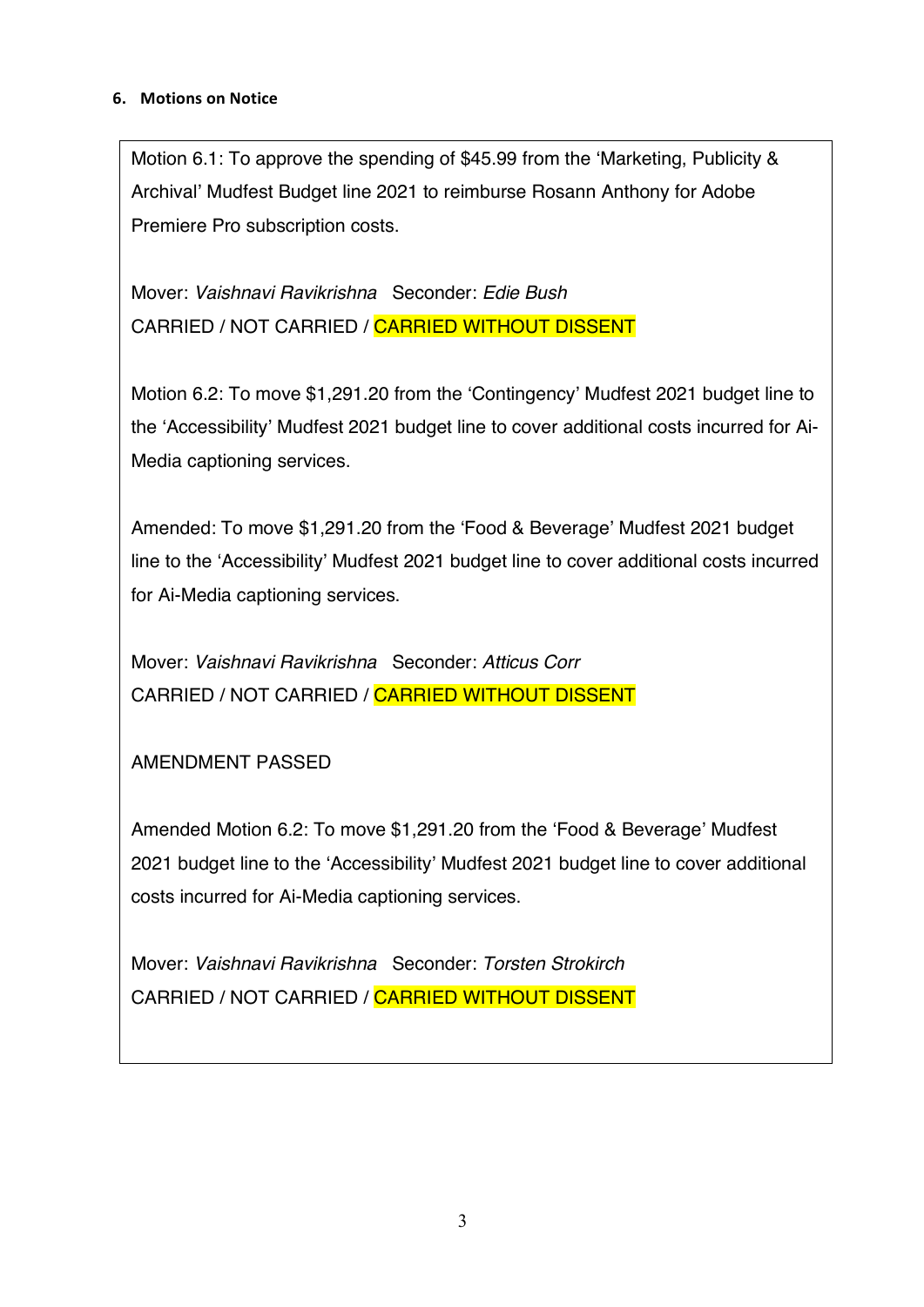### 6. Motions on Notice

Motion 6.1: To approve the spending of $45.99 from the 'Marketing, Publicity & Archival' Mudfest Budget line 2021 to reimburse Rosann Anthony for Adobe Premiere Pro subscription costs.

Mover: *Vaishnavi Ravikrishna* Seconder: *Edie Bush*
CARRIED / NOT CARRIED / CARRIED WITHOUT DISSENT

Motion 6.2: To move $1,291.20 from the 'Contingency' Mudfest 2021 budget line to the 'Accessibility' Mudfest 2021 budget line to cover additional costs incurred for Ai-Media captioning services.

Amended: To move $1,291.20 from the 'Food & Beverage' Mudfest 2021 budget line to the 'Accessibility' Mudfest 2021 budget line to cover additional costs incurred for Ai-Media captioning services.

Mover: *Vaishnavi Ravikrishna* Seconder: *Atticus Corr*
CARRIED / NOT CARRIED / CARRIED WITHOUT DISSENT

AMENDMENT PASSED

Amended Motion 6.2: To move $1,291.20 from the 'Food & Beverage' Mudfest 2021 budget line to the 'Accessibility' Mudfest 2021 budget line to cover additional costs incurred for Ai-Media captioning services.

Mover: *Vaishnavi Ravikrishna* Seconder: *Torsten Strokirch*
CARRIED / NOT CARRIED / CARRIED WITHOUT DISSENT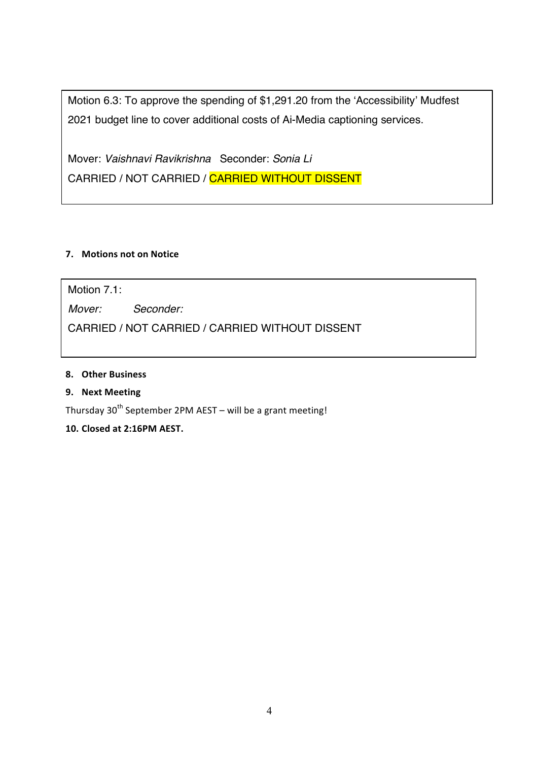Motion 6.3: To approve the spending of $1,291.20 from the 'Accessibility' Mudfest 2021 budget line to cover additional costs of Ai-Media captioning services.

Mover: *Vaishnavi Ravikrishna* Seconder: *Sonia Li*

CARRIED / NOT CARRIED / CARRIED WITHOUT DISSENT

**7. Motions not on Notice**

Motion 7.1:

*Mover:* *Seconder:*

CARRIED / NOT CARRIED / CARRIED WITHOUT DISSENT

**8. Other Business**

**9. Next Meeting**

Thursday 30th September 2PM AEST – will be a grant meeting!

**10. Closed at 2:16PM AEST.**